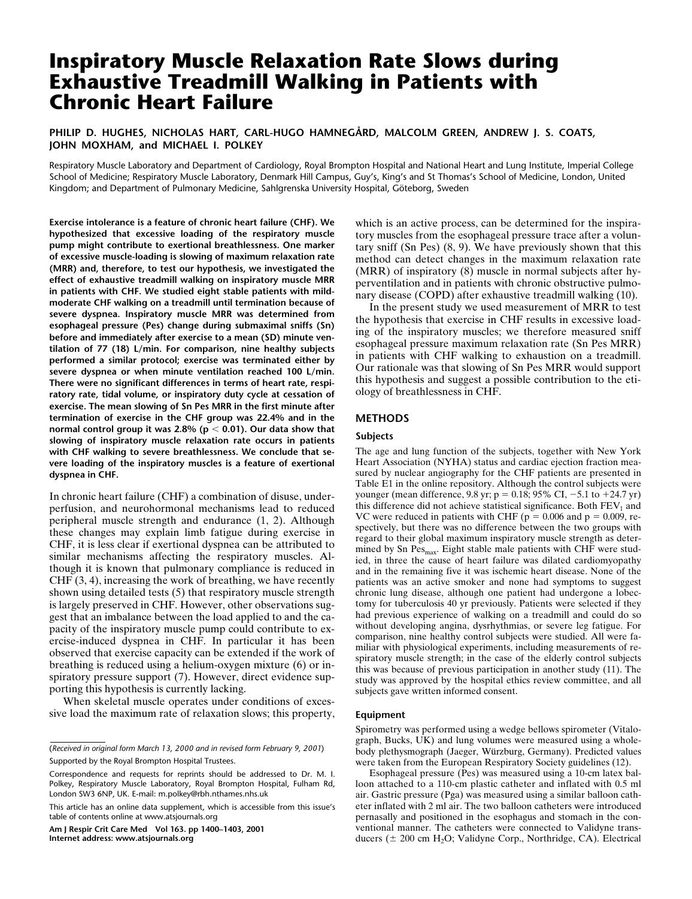# Inspiratory Muscle Relaxation Rate Slows during Exhaustive Treadmill Walking in Patients with Chronic Heart Failure

**PHILIP D. HUGHES, NICHOLAS HART, CARL-HUGO HAMNEGÅRD, MALCOLM GREEN, ANDREW J. S. COATS, JOHN MOXHAM, and MICHAEL I. POLKEY**

Respiratory Muscle Laboratory and Department of Cardiology, Royal Brompton Hospital and National Heart and Lung Institute, Imperial College School of Medicine; Respiratory Muscle Laboratory, Denmark Hill Campus, Guy's, King's and St Thomas's School of Medicine, London, United Kingdom; and Department of Pulmonary Medicine, Sahlgrenska University Hospital, Göteborg, Sweden

**Exercise intolerance is a feature of chronic heart failure (CHF). We hypothesized that excessive loading of the respiratory muscle pump might contribute to exertional breathlessness. One marker of excessive muscle-loading is slowing of maximum relaxation rate (MRR) and, therefore, to test our hypothesis, we investigated the effect of exhaustive treadmill walking on inspiratory muscle MRR in patients with CHF. We studied eight stable patients with mild-moderate CHF walking on a treadmill until termination because of severe dyspnea. Inspiratory muscle MRR was determined from esophageal pressure (Pes) change during submaximal sniffs (Sn) before and immediately after exercise to a mean (SD) minute ventilation of 77 (18) L/min. For comparison, nine healthy subjects performed a similar protocol; exercise was terminated either by severe dyspnea or when minute ventilation reached 100 L/min. There were no significant differences in terms of heart rate, respiratory rate, tidal volume, or inspiratory duty cycle at cessation of exercise. The mean slowing of Sn Pes MRR in the first minute after termination of exercise in the CHF group was 22.4% and in the normal control group it was 2.8% ($p < 0.01$). Our data show that slowing of inspiratory muscle relaxation rate occurs in patients with CHF walking to severe breathlessness. We conclude that severe loading of the inspiratory muscles is a feature of exertional dyspnea in CHF.**

In chronic heart failure (CHF) a combination of disuse, underperfusion, and neurohormonal mechanisms lead to reduced peripheral muscle strength and endurance (1, 2). Although these changes may explain limb fatigue during exercise in CHF, it is less clear if exertional dyspnea can be attributed to similar mechanisms affecting the respiratory muscles. Although it is known that pulmonary compliance is reduced in CHF (3, 4), increasing the work of breathing, we have recently shown using detailed tests (5) that respiratory muscle strength is largely preserved in CHF. However, other observations suggest that an imbalance between the load applied to and the capacity of the inspiratory muscle pump could contribute to exercise-induced dyspnea in CHF. In particular it has been observed that exercise capacity can be extended if the work of breathing is reduced using a helium-oxygen mixture (6) or inspiratory pressure support (7). However, direct evidence supporting this hypothesis is currently lacking.

When skeletal muscle operates under conditions of excessive load the maximum rate of relaxation slows; this property, which is an active process, can be determined for the inspiratory muscles from the esophageal pressure trace after a voluntary sniff (Sn Pes) (8, 9). We have previously shown that this method can detect changes in the maximum relaxation rate (MRR) of inspiratory (8) muscle in normal subjects after hyperventilation and in patients with chronic obstructive pulmonary disease (COPD) after exhaustive treadmill walking (10).

In the present study we used measurement of MRR to test the hypothesis that exercise in CHF results in excessive loading of the inspiratory muscles; we therefore measured sniff esophageal pressure maximum relaxation rate (Sn Pes MRR) in patients with CHF walking to exhaustion on a treadmill. Our rationale was that slowing of Sn Pes MRR would support this hypothesis and suggest a possible contribution to the etiology of breathlessness in CHF.

(*Received in original form March 13, 2000 and in revised form February 9, 2001*)

Supported by the Royal Brompton Hospital Trustees.

Correspondence and requests for reprints should be addressed to Dr. M. I. Polkey, Respiratory Muscle Laboratory, Royal Brompton Hospital, Fulham Rd, London SW3 6NP, UK. E-mail: m.polkey@rbh.nthames.nhs.uk

This article has an online data supplement, which is accessible from this issue's table of contents online at www.atsjournals.org

## METHODS

### Subjects

The age and lung function of the subjects, together with New York Heart Association (NYHA) status and cardiac ejection fraction measured by nuclear angiography for the CHF patients are presented in Table E1 in the online repository. Although the control subjects were younger (mean difference, 9.8 yr; $p = 0.18$; 95% CI, −5.1 to +24.7 yr) this difference did not achieve statistical significance. Both $FEV_1$ and VC were reduced in patients with CHF ($p = 0.006$ and $p = 0.009$, respectively, but there was no difference between the two groups with regard to their global maximum inspiratory muscle strength as determined by Sn $Pes_{max}$. Eight stable male patients with CHF were studied, in three the cause of heart failure was dilated cardiomyopathy and in the remaining five it was ischemic heart disease. None of the patients was an active smoker and none had symptoms to suggest chronic lung disease, although one patient had undergone a lobectomy for tuberculosis 40 yr previously. Patients were selected if they had previous experience of walking on a treadmill and could do so without developing angina, dysrhythmias, or severe leg fatigue. For comparison, nine healthy control subjects were studied. All were familiar with physiological experiments, including measurements of respiratory muscle strength; in the case of the elderly control subjects this was because of previous participation in another study (11). The study was approved by the hospital ethics review committee, and all subjects gave written informed consent.

### Equipment

Spirometry was performed using a wedge bellows spirometer (Vitalograph, Bucks, UK) and lung volumes were measured using a whole-body plethysmograph (Jaeger, Würzburg, Germany). Predicted values were taken from the European Respiratory Society guidelines (12).

Esophageal pressure (Pes) was measured using a 10-cm latex balloon attached to a 110-cm plastic catheter and inflated with 0.5 ml air. Gastric pressure (Pga) was measured using a similar balloon catheter inflated with 2 ml air. The two balloon catheters were introduced pernasally and positioned in the esophagus and stomach in the conventional manner. The catheters were connected to Validyne transducers (± 200 cm $H_2O$; Validyne Corp., Northridge, CA). Electrical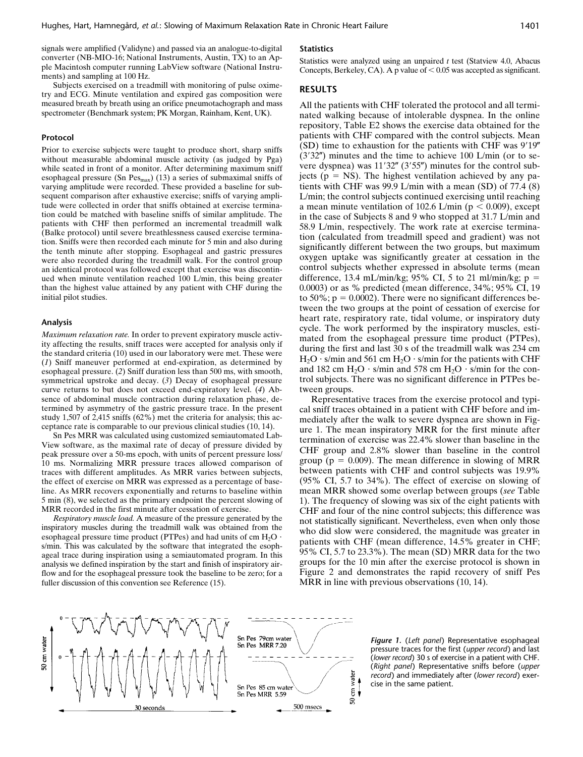signals were amplified (Validyne) and passed via an analogue-to-digital converter (NB-MIO-16; National Instruments, Austin, TX) to an Apple Macintosh computer running LabView software (National Instruments) and sampling at 100 Hz.

Subjects exercised on a treadmill with monitoring of pulse oximetry and ECG. Minute ventilation and expired gas composition were measured breath by breath using an orifice pneumotachograph and mass spectrometer (Benchmark system; PK Morgan, Rainham, Kent, UK).

#### Protocol

Prior to exercise subjects were taught to produce short, sharp sniffs without measurable abdominal muscle activity (as judged by Pga) while seated in front of a monitor. After determining maximum sniff esophageal pressure (Sn $Pes_{max}$) (13) a series of submaximal sniffs of varying amplitude were recorded. These provided a baseline for subsequent comparison after exhaustive exercise; sniffs of varying amplitude were collected in order that sniffs obtained at exercise termination could be matched with baseline sniffs of similar amplitude. The patients with CHF then performed an incremental treadmill walk (Balke protocol) until severe breathlessness caused exercise termination. Sniffs were then recorded each minute for 5 min and also during the tenth minute after stopping. Esophageal and gastric pressures were also recorded during the treadmill walk. For the control group an identical protocol was followed except that exercise was discontinued when minute ventilation reached 100 L/min, this being greater than the highest value attained by any patient with CHF during the initial pilot studies.

#### Analysis

*Maximum relaxation rate.* In order to prevent expiratory muscle activity affecting the results, sniff traces were accepted for analysis only if the standard criteria (10) used in our laboratory were met. These were (*1*) Sniff maneuver performed at end-expiration, as determined by esophageal pressure. (*2*) Sniff duration less than 500 ms, with smooth, symmetrical upstroke and decay. (*3*) Decay of esophageal pressure curve returns to but does not exceed end-expiratory level. (*4*) Absence of abdominal muscle contraction during relaxation phase, determined by asymmetry of the gastric pressure trace. In the present study 1,507 of 2,415 sniffs (62%) met the criteria for analysis; this acceptance rate is comparable to our previous clinical studies (10, 14).

Sn Pes MRR was calculated using customized semiautomated LabView software, as the maximal rate of decay of pressure divided by peak pressure over a 50-ms epoch, with units of percent pressure loss/10 ms. Normalizing MRR pressure traces allowed comparison of traces with different amplitudes. As MRR varies between subjects, the effect of exercise on MRR was expressed as a percentage of baseline. As MRR recovers exponentially and returns to baseline within 5 min (8), we selected as the primary endpoint the percent slowing of MRR recorded in the first minute after cessation of exercise.

*Respiratory muscle load.* A measure of the pressure generated by the inspiratory muscles during the treadmill walk was obtained from the esophageal pressure time product (PTPes) and had units of cm $H_2O$ · s/min. This was calculated by the software that integrated the esophageal trace during inspiration using a semiautomated program. In this analysis we defined inspiration by the start and finish of inspiratory airflow and for the esophageal pressure took the baseline to be zero; for a fuller discussion of this convention see Reference (15).

#### Statistics

Statistics were analyzed using an unpaired *t* test (Statview 4.0, Abacus Concepts, Berkeley, CA). A p value of $< 0.05$ was accepted as significant.

## RESULTS

All the patients with CHF tolerated the protocol and all terminated walking because of intolerable dyspnea. In the online repository, Table E2 shows the exercise data obtained for the patients with CHF compared with the control subjects. Mean (SD) time to exhaustion for the patients with CHF was 9′19″ (3′32″) minutes and the time to achieve 100 L/min (or to severe dyspnea) was 11′32″ (3′55″) minutes for the control subjects ($p$ = NS). The highest ventilation achieved by any patients with CHF was 99.9 L/min with a mean (SD) of 77.4 (8) L/min; the control subjects continued exercising until reaching a mean minute ventilation of 102.6 L/min ($p < 0.009$), except in the case of Subjects 8 and 9 who stopped at 31.7 L/min and 58.9 L/min, respectively. The work rate at exercise termination (calculated from treadmill speed and gradient) was not significantly different between the two groups, but maximum oxygen uptake was significantly greater at cessation in the control subjects whether expressed in absolute terms (mean difference, 13.4 mL/min/kg; 95% CI, 5 to 21 ml/min/kg; $p = 0.0003$) or as % predicted (mean difference, 34%; 95% CI, 19 to 50%; $p = 0.0002$). There were no significant differences between the two groups at the point of cessation of exercise for heart rate, respiratory rate, tidal volume, or inspiratory duty cycle. The work performed by the inspiratory muscles, estimated from the esophageal pressure time product (PTPes), during the first and last 30 s of the treadmill walk was 234 cm $H_2O$ · s/min and 561 cm $H_2O$ · s/min for the patients with CHF and 182 cm $H_2O$ · s/min and 578 cm $H_2O$ · s/min for the control subjects. There was no significant difference in PTPes between groups.

Representative traces from the exercise protocol and typical sniff traces obtained in a patient with CHF before and immediately after the walk to severe dyspnea are shown in Figure 1. The mean inspiratory MRR for the first minute after termination of exercise was 22.4% slower than baseline in the CHF group and 2.8% slower than baseline in the control group ($p = 0.009$). The mean difference in slowing of MRR between patients with CHF and control subjects was 19.9% (95% CI, 5.7 to 34%). The effect of exercise on slowing of mean MRR showed some overlap between groups (*see* Table 1). The frequency of slowing was six of the eight patients with CHF and four of the nine control subjects; this difference was not statistically significant. Nevertheless, even when only those who did slow were considered, the magnitude was greater in patients with CHF (mean difference, 14.5% greater in CHF; 95% CI, 5.7 to 23.3%). The mean (SD) MRR data for the two groups for the 10 min after the exercise protocol is shown in Figure 2 and demonstrates the rapid recovery of sniff Pes MRR in line with previous observations (10, 14).

*Figure 1.* (*Left panel*) Representative esophageal pressure traces for the first (*upper record*) and last (*lower record*) 30 s of exercise in a patient with CHF. (*Right panel*) Representative sniffs before (*upper record*) and immediately after (*lower record*) exercise in the same patient.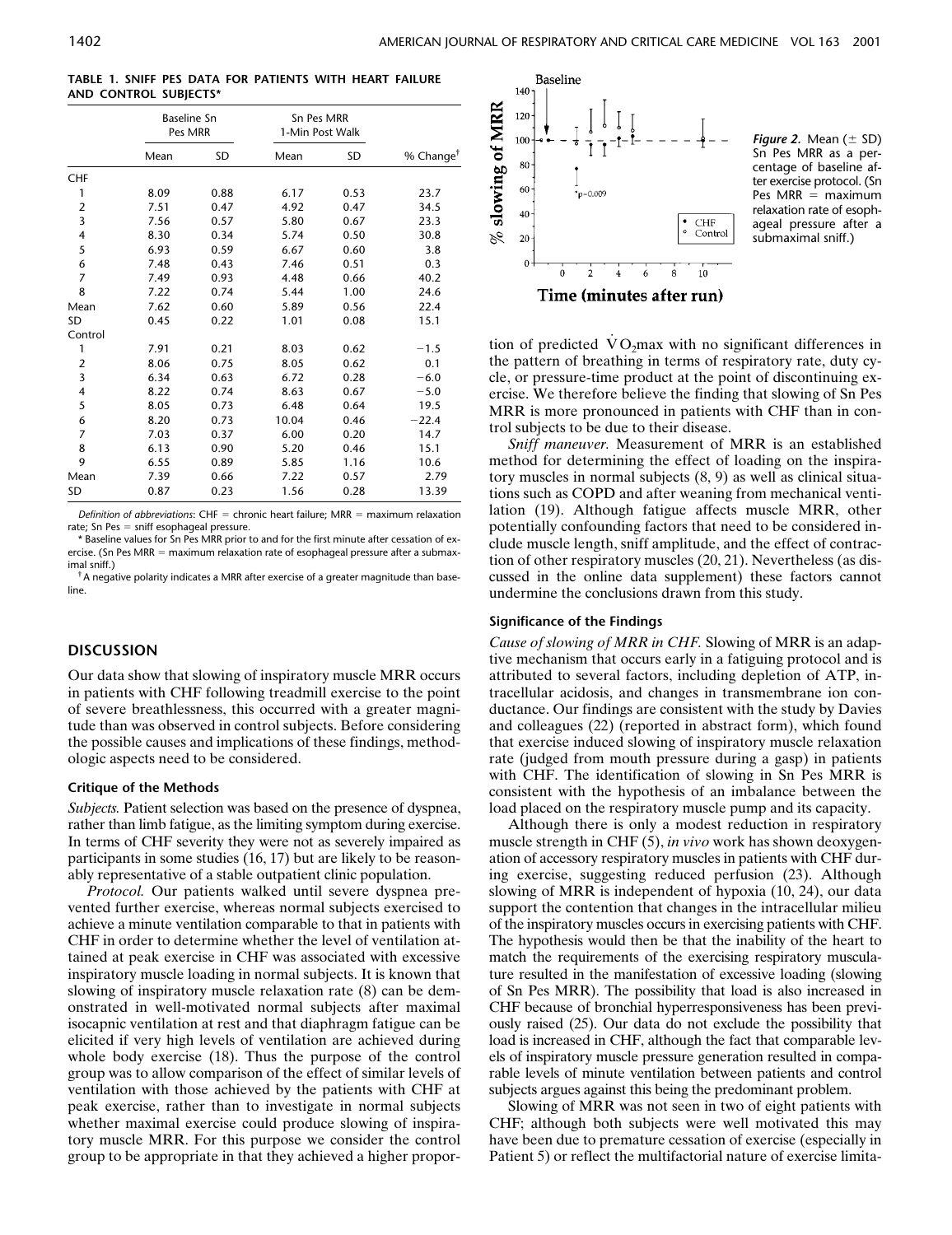**TABLE 1. SNIFF PES DATA FOR PATIENTS WITH HEART FAILURE AND CONTROL SUBJECTS***

| | Baseline Sn Pes MRR | | Sn Pes MRR 1-Min Post Walk | | |
|---|---|---|---|---|---|
| | Mean | SD | Mean | SD | % Change[†] |
| CHF | | | | | |
| 1 | 8.09 | 0.88 | 6.17 | 0.53 | 23.7 |
| 2 | 7.51 | 0.47 | 4.92 | 0.47 | 34.5 |
| 3 | 7.56 | 0.57 | 5.80 | 0.67 | 23.3 |
| 4 | 8.30 | 0.34 | 5.74 | 0.50 | 30.8 |
| 5 | 6.93 | 0.59 | 6.67 | 0.60 | 3.8 |
| 6 | 7.48 | 0.43 | 7.46 | 0.51 | 0.3 |
| 7 | 7.49 | 0.93 | 4.48 | 0.66 | 40.2 |
| 8 | 7.22 | 0.74 | 5.44 | 1.00 | 24.6 |
| Mean | 7.62 | 0.60 | 5.89 | 0.56 | 22.4 |
| SD | 0.45 | 0.22 | 1.01 | 0.08 | 15.1 |
| Control | | | | | |
| 1 | 7.91 | 0.21 | 8.03 | 0.62 | −1.5 |
| 2 | 8.06 | 0.75 | 8.05 | 0.62 | 0.1 |
| 3 | 6.34 | 0.63 | 6.72 | 0.28 | −6.0 |
| 4 | 8.22 | 0.74 | 8.63 | 0.67 | −5.0 |
| 5 | 8.05 | 0.73 | 6.48 | 0.64 | 19.5 |
| 6 | 8.20 | 0.73 | 10.04 | 0.46 | −22.4 |
| 7 | 7.03 | 0.37 | 6.00 | 0.20 | 14.7 |
| 8 | 6.13 | 0.90 | 5.20 | 0.46 | 15.1 |
| 9 | 6.55 | 0.89 | 5.85 | 1.16 | 10.6 |
| Mean | 7.39 | 0.66 | 7.22 | 0.57 | 2.79 |
| SD | 0.87 | 0.23 | 1.56 | 0.28 | 13.39 |

*Definition of abbreviations*: CHF = chronic heart failure; MRR = maximum relaxation rate; Sn Pes = sniff esophageal pressure.

\* Baseline values for Sn Pes MRR prior to and for the first minute after cessation of exercise. (Sn Pes MRR = maximum relaxation rate of esophageal pressure after a submaximal sniff.)

[†] A negative polarity indicates a MRR after exercise of a greater magnitude than baseline.

*Figure 2.* Mean (± SD) Sn Pes MRR as a percentage of baseline after exercise protocol. (Sn Pes MRR = maximum relaxation rate of esophageal pressure after a submaximal sniff.)

## DISCUSSION

Our data show that slowing of inspiratory muscle MRR occurs in patients with CHF following treadmill exercise to the point of severe breathlessness, this occurred with a greater magnitude than was observed in control subjects. Before considering the possible causes and implications of these findings, methodologic aspects need to be considered.

### Critique of the Methods

*Subjects.* Patient selection was based on the presence of dyspnea, rather than limb fatigue, as the limiting symptom during exercise. In terms of CHF severity they were not as severely impaired as participants in some studies (16, 17) but are likely to be reasonably representative of a stable outpatient clinic population.

*Protocol.* Our patients walked until severe dyspnea prevented further exercise, whereas normal subjects exercised to achieve a minute ventilation comparable to that in patients with CHF in order to determine whether the level of ventilation attained at peak exercise in CHF was associated with excessive inspiratory muscle loading in normal subjects. It is known that slowing of inspiratory muscle relaxation rate (8) can be demonstrated in well-motivated normal subjects after maximal isocapnic ventilation at rest and that diaphragm fatigue can be elicited if very high levels of ventilation are achieved during whole body exercise (18). Thus the purpose of the control group was to allow comparison of the effect of similar levels of ventilation with those achieved by the patients with CHF at peak exercise, rather than to investigate in normal subjects whether maximal exercise could produce slowing of inspiratory muscle MRR. For this purpose we consider the control group to be appropriate in that they achieved a higher proportion of predicted $\dot{V}O_2$max with no significant differences in the pattern of breathing in terms of respiratory rate, duty cycle, or pressure-time product at the point of discontinuing exercise. We therefore believe the finding that slowing of Sn Pes MRR is more pronounced in patients with CHF than in control subjects to be due to their disease.

*Sniff maneuver.* Measurement of MRR is an established method for determining the effect of loading on the inspiratory muscles in normal subjects (8, 9) as well as clinical situations such as COPD and after weaning from mechanical ventilation (19). Although fatigue affects muscle MRR, other potentially confounding factors that need to be considered include muscle length, sniff amplitude, and the effect of contraction of other respiratory muscles (20, 21). Nevertheless (as discussed in the online data supplement) these factors cannot undermine the conclusions drawn from this study.

### Significance of the Findings

*Cause of slowing of MRR in CHF.* Slowing of MRR is an adaptive mechanism that occurs early in a fatiguing protocol and is attributed to several factors, including depletion of ATP, intracellular acidosis, and changes in transmembrane ion conductance. Our findings are consistent with the study by Davies and colleagues (22) (reported in abstract form), which found that exercise induced slowing of inspiratory muscle relaxation rate (judged from mouth pressure during a gasp) in patients with CHF. The identification of slowing in Sn Pes MRR is consistent with the hypothesis of an imbalance between the load placed on the respiratory muscle pump and its capacity.

Although there is only a modest reduction in respiratory muscle strength in CHF (5), *in vivo* work has shown deoxygenation of accessory respiratory muscles in patients with CHF during exercise, suggesting reduced perfusion (23). Although slowing of MRR is independent of hypoxia (10, 24), our data support the contention that changes in the intracellular milieu of the inspiratory muscles occurs in exercising patients with CHF. The hypothesis would then be that the inability of the heart to match the requirements of the exercising respiratory musculature resulted in the manifestation of excessive loading (slowing of Sn Pes MRR). The possibility that load is also increased in CHF because of bronchial hyperresponsiveness has been previously raised (25). Our data do not exclude the possibility that load is increased in CHF, although the fact that comparable levels of inspiratory muscle pressure generation resulted in comparable levels of minute ventilation between patients and control subjects argues against this being the predominant problem.

Slowing of MRR was not seen in two of eight patients with CHF; although both subjects were well motivated this may have been due to premature cessation of exercise (especially in Patient 5) or reflect the multifactorial nature of exercise limita-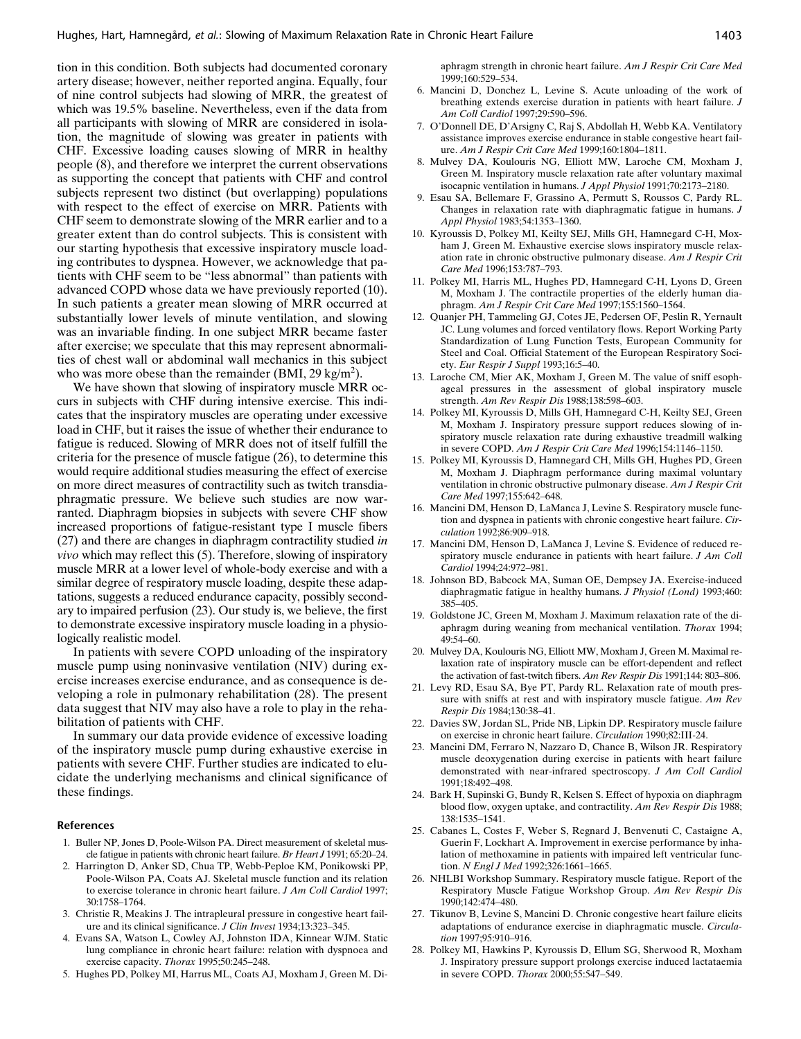tion in this condition. Both subjects had documented coronary artery disease; however, neither reported angina. Equally, four of nine control subjects had slowing of MRR, the greatest of which was 19.5% baseline. Nevertheless, even if the data from all participants with slowing of MRR are considered in isolation, the magnitude of slowing was greater in patients with CHF. Excessive loading causes slowing of MRR in healthy people (8), and therefore we interpret the current observations as supporting the concept that patients with CHF and control subjects represent two distinct (but overlapping) populations with respect to the effect of exercise on MRR. Patients with CHF seem to demonstrate slowing of the MRR earlier and to a greater extent than do control subjects. This is consistent with our starting hypothesis that excessive inspiratory muscle loading contributes to dyspnea. However, we acknowledge that patients with CHF seem to be "less abnormal" than patients with advanced COPD whose data we have previously reported (10). In such patients a greater mean slowing of MRR occurred at substantially lower levels of minute ventilation, and slowing was an invariable finding. In one subject MRR became faster after exercise; we speculate that this may represent abnormalities of chest wall or abdominal wall mechanics in this subject who was more obese than the remainder (BMI, 29 kg/m$^2$).

We have shown that slowing of inspiratory muscle MRR occurs in subjects with CHF during intensive exercise. This indicates that the inspiratory muscles are operating under excessive load in CHF, but it raises the issue of whether their endurance to fatigue is reduced. Slowing of MRR does not of itself fulfill the criteria for the presence of muscle fatigue (26), to determine this would require additional studies measuring the effect of exercise on more direct measures of contractility such as twitch transdiaphragmatic pressure. We believe such studies are now warranted. Diaphragm biopsies in subjects with severe CHF show increased proportions of fatigue-resistant type I muscle fibers (27) and there are changes in diaphragm contractility studied *in vivo* which may reflect this (5). Therefore, slowing of inspiratory muscle MRR at a lower level of whole-body exercise and with a similar degree of respiratory muscle loading, despite these adaptations, suggests a reduced endurance capacity, possibly secondary to impaired perfusion (23). Our study is, we believe, the first to demonstrate excessive inspiratory muscle loading in a physiologically realistic model.

In patients with severe COPD unloading of the inspiratory muscle pump using noninvasive ventilation (NIV) during exercise increases exercise endurance, and as consequence is developing a role in pulmonary rehabilitation (28). The present data suggest that NIV may also have a role to play in the rehabilitation of patients with CHF.

In summary our data provide evidence of excessive loading of the inspiratory muscle pump during exhaustive exercise in patients with severe CHF. Further studies are indicated to elucidate the underlying mechanisms and clinical significance of these findings.

## References

1. Buller NP, Jones D, Poole-Wilson PA. Direct measurement of skeletal muscle fatigue in patients with chronic heart failure. *Br Heart J* 1991; 65:20–24.
2. Harrington D, Anker SD, Chua TP, Webb-Peploe KM, Ponikowski PP, Poole-Wilson PA, Coats AJ. Skeletal muscle function and its relation to exercise tolerance in chronic heart failure. *J Am Coll Cardiol* 1997; 30:1758–1764.
3. Christie R, Meakins J. The intrapleural pressure in congestive heart failure and its clinical significance. *J Clin Invest* 1934;13:323–345.
4. Evans SA, Watson L, Cowley AJ, Johnston IDA, Kinnear WJM. Static lung compliance in chronic heart failure: relation with dyspnoea and exercise capacity. *Thorax* 1995;50:245–248.
5. Hughes PD, Polkey MI, Harrus ML, Coats AJ, Moxham J, Green M. Diaphragm strength in chronic heart failure. *Am J Respir Crit Care Med* 1999;160:529–534.
6. Mancini D, Donchez L, Levine S. Acute unloading of the work of breathing extends exercise duration in patients with heart failure. *J Am Coll Cardiol* 1997;29:590–596.
7. O'Donnell DE, D'Arsigny C, Raj S, Abdollah H, Webb KA. Ventilatory assistance improves exercise endurance in stable congestive heart failure. *Am J Respir Crit Care Med* 1999;160:1804–1811.
8. Mulvey DA, Koulouris NG, Elliott MW, Laroche CM, Moxham J, Green M. Inspiratory muscle relaxation rate after voluntary maximal isocapnic ventilation in humans. *J Appl Physiol* 1991;70:2173–2180.
9. Esau SA, Bellemare F, Grassino A, Permutt S, Roussos C, Pardy RL. Changes in relaxation rate with diaphragmatic fatigue in humans. *J Appl Physiol* 1983;54:1353–1360.
10. Kyroussis D, Polkey MI, Keilty SEJ, Mills GH, Hamnegard C-H, Moxham J, Green M. Exhaustive exercise slows inspiratory muscle relaxation rate in chronic obstructive pulmonary disease. *Am J Respir Crit Care Med* 1996;153:787–793.
11. Polkey MI, Harris ML, Hughes PD, Hamnegard C-H, Lyons D, Green M, Moxham J. The contractile properties of the elderly human diaphragm. *Am J Respir Crit Care Med* 1997;155:1560–1564.
12. Quanjer PH, Tammeling GJ, Cotes JE, Pedersen OF, Peslin R, Yernault JC. Lung volumes and forced ventilatory flows. Report Working Party Standardization of Lung Function Tests, European Community for Steel and Coal. Official Statement of the European Respiratory Society. *Eur Respir J Suppl* 1993;16:5–40.
13. Laroche CM, Mier AK, Moxham J, Green M. The value of sniff esophageal pressures in the assessment of global inspiratory muscle strength. *Am Rev Respir Dis* 1988;138:598–603.
14. Polkey MI, Kyroussis D, Mills GH, Hamnegard C-H, Keilty SEJ, Green M, Moxham J. Inspiratory pressure support reduces slowing of inspiratory muscle relaxation rate during exhaustive treadmill walking in severe COPD. *Am J Respir Crit Care Med* 1996;154:1146–1150.
15. Polkey MI, Kyroussis D, Hamnegard CH, Mills GH, Hughes PD, Green M, Moxham J. Diaphragm performance during maximal voluntary ventilation in chronic obstructive pulmonary disease. *Am J Respir Crit Care Med* 1997;155:642–648.
16. Mancini DM, Henson D, LaManca J, Levine S. Respiratory muscle function and dyspnea in patients with chronic congestive heart failure. *Circulation* 1992;86:909–918.
17. Mancini DM, Henson D, LaManca J, Levine S. Evidence of reduced respiratory muscle endurance in patients with heart failure. *J Am Coll Cardiol* 1994;24:972–981.
18. Johnson BD, Babcock MA, Suman OE, Dempsey JA. Exercise-induced diaphragmatic fatigue in healthy humans. *J Physiol (Lond)* 1993;460: 385–405.
19. Goldstone JC, Green M, Moxham J. Maximum relaxation rate of the diaphragm during weaning from mechanical ventilation. *Thorax* 1994; 49:54–60.
20. Mulvey DA, Koulouris NG, Elliott MW, Moxham J, Green M. Maximal relaxation rate of inspiratory muscle can be effort-dependent and reflect the activation of fast-twitch fibers. *Am Rev Respir Dis* 1991;144: 803–806.
21. Levy RD, Esau SA, Bye PT, Pardy RL. Relaxation rate of mouth pressure with sniffs at rest and with inspiratory muscle fatigue. *Am Rev Respir Dis* 1984;130:38–41.
22. Davies SW, Jordan SL, Pride NB, Lipkin DP. Respiratory muscle failure on exercise in chronic heart failure. *Circulation* 1990;82:III-24.
23. Mancini DM, Ferraro N, Nazzaro D, Chance B, Wilson JR. Respiratory muscle deoxygenation during exercise in patients with heart failure demonstrated with near-infrared spectroscopy. *J Am Coll Cardiol* 1991;18:492–498.
24. Bark H, Supinski G, Bundy R, Kelsen S. Effect of hypoxia on diaphragm blood flow, oxygen uptake, and contractility. *Am Rev Respir Dis* 1988; 138:1535–1541.
25. Cabanes L, Costes F, Weber S, Regnard J, Benvenuti C, Castaigne A, Guerin F, Lockhart A. Improvement in exercise performance by inhalation of methoxamine in patients with impaired left ventricular function. *N Engl J Med* 1992;326:1661–1665.
26. NHLBI Workshop Summary. Respiratory muscle fatigue. Report of the Respiratory Muscle Fatigue Workshop Group. *Am Rev Respir Dis* 1990;142:474–480.
27. Tikunov B, Levine S, Mancini D. Chronic congestive heart failure elicits adaptations of endurance exercise in diaphragmatic muscle. *Circulation* 1997;95:910–916.
28. Polkey MI, Hawkins P, Kyroussis D, Ellum SG, Sherwood R, Moxham J. Inspiratory pressure support prolongs exercise induced lactataemia in severe COPD. *Thorax* 2000;55:547–549.